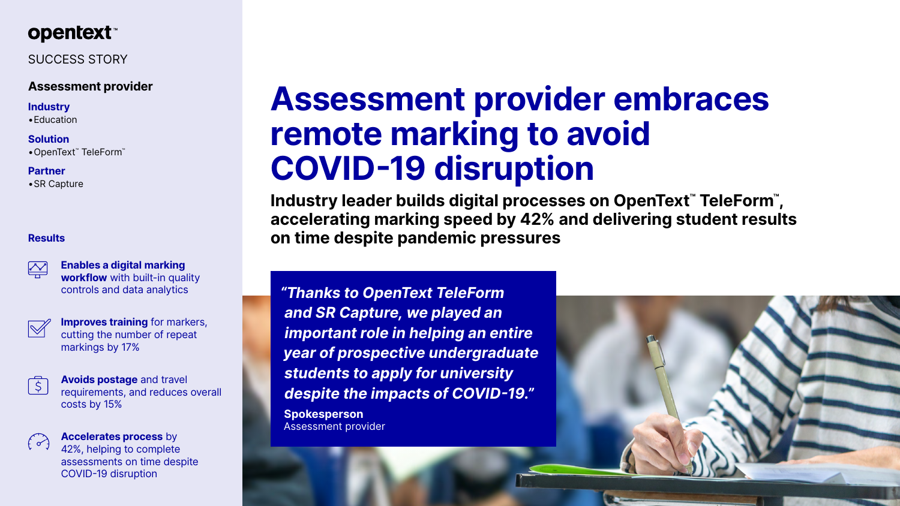opentext™

SUCCESS STORY

**Assessment provider**

**Industry**
- Education

**Solution**
- OpenText™ TeleForm™

**Partner**
- SR Capture

**Results**

**Enables a digital marking workflow** with built-in quality controls and data analytics

**Improves training** for markers, cutting the number of repeat markings by 17%

**Avoids postage** and travel requirements, and reduces overall costs by 15%

**Accelerates process** by 42%, helping to complete assessments on time despite COVID-19 disruption

# Assessment provider embraces remote marking to avoid COVID-19 disruption

**Industry leader builds digital processes on OpenText™ TeleForm™, accelerating marking speed by 42% and delivering student results on time despite pandemic pressures**

> ***"Thanks to OpenText TeleForm and SR Capture, we played an important role in helping an entire year of prospective undergraduate students to apply for university despite the impacts of COVID-19."***
>
> **Spokesperson**
> Assessment provider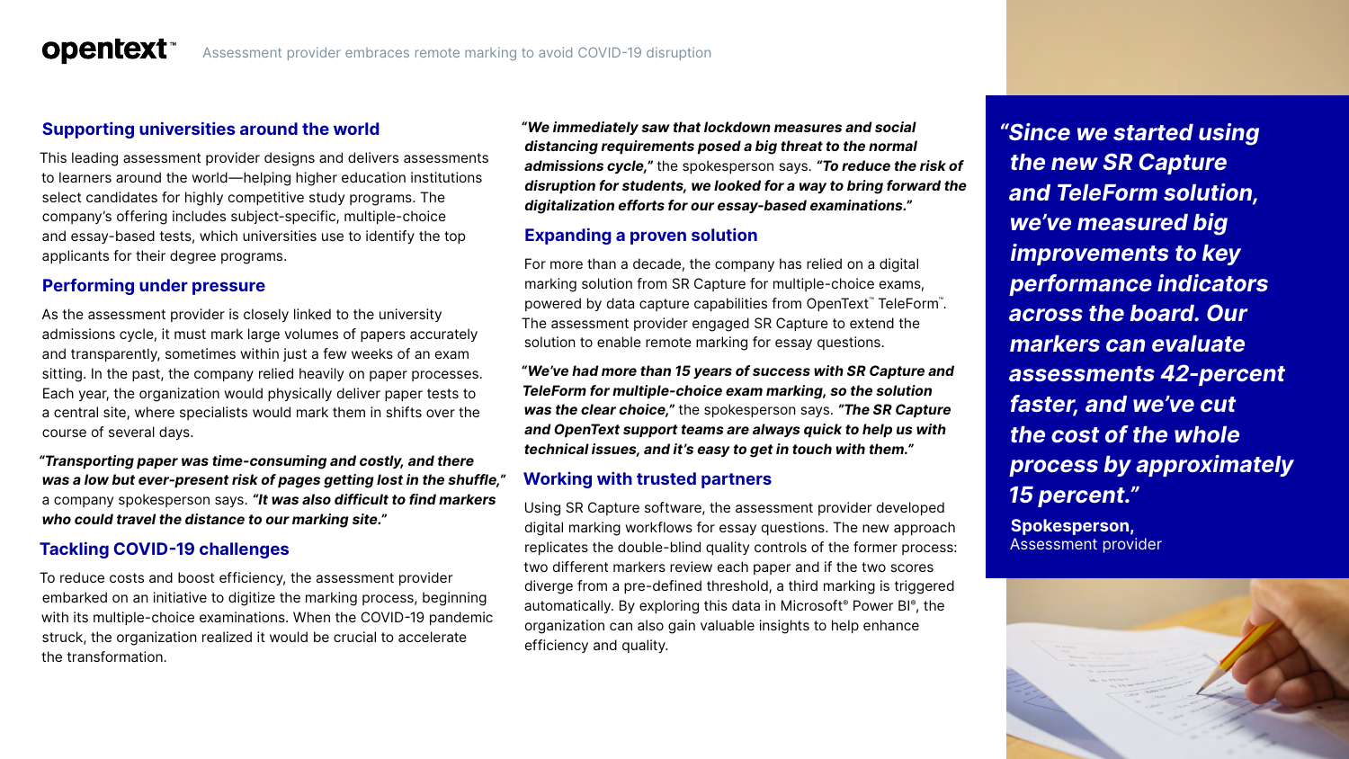## Supporting universities around the world

This leading assessment provider designs and delivers assessments to learners around the world—helping higher education institutions select candidates for highly competitive study programs. The company's offering includes subject-specific, multiple-choice and essay-based tests, which universities use to identify the top applicants for their degree programs.

## Performing under pressure

As the assessment provider is closely linked to the university admissions cycle, it must mark large volumes of papers accurately and transparently, sometimes within just a few weeks of an exam sitting. In the past, the company relied heavily on paper processes. Each year, the organization would physically deliver paper tests to a central site, where specialists would mark them in shifts over the course of several days.

***"Transporting paper was time-consuming and costly, and there was a low but ever-present risk of pages getting lost in the shuffle,"*** a company spokesperson says. ***"It was also difficult to find markers who could travel the distance to our marking site."***

## Tackling COVID-19 challenges

To reduce costs and boost efficiency, the assessment provider embarked on an initiative to digitize the marking process, beginning with its multiple-choice examinations. When the COVID-19 pandemic struck, the organization realized it would be crucial to accelerate the transformation.

***"We immediately saw that lockdown measures and social distancing requirements posed a big threat to the normal admissions cycle,"*** the spokesperson says. ***"To reduce the risk of disruption for students, we looked for a way to bring forward the digitalization efforts for our essay-based examinations."***

## Expanding a proven solution

For more than a decade, the company has relied on a digital marking solution from SR Capture for multiple-choice exams, powered by data capture capabilities from OpenText™ TeleForm™. The assessment provider engaged SR Capture to extend the solution to enable remote marking for essay questions.

***"We've had more than 15 years of success with SR Capture and TeleForm for multiple-choice exam marking, so the solution was the clear choice,"*** the spokesperson says. ***"The SR Capture and OpenText support teams are always quick to help us with technical issues, and it's easy to get in touch with them."***

## Working with trusted partners

Using SR Capture software, the assessment provider developed digital marking workflows for essay questions. The new approach replicates the double-blind quality controls of the former process: two different markers review each paper and if the two scores diverge from a pre-defined threshold, a third marking is triggered automatically. By exploring this data in Microsoft® Power BI®, the organization can also gain valuable insights to help enhance efficiency and quality.

***"Since we started using the new SR Capture and TeleForm solution, we've measured big improvements to key performance indicators across the board. Our markers can evaluate assessments 42-percent faster, and we've cut the cost of the whole process by approximately 15 percent."***

**Spokesperson,**
Assessment provider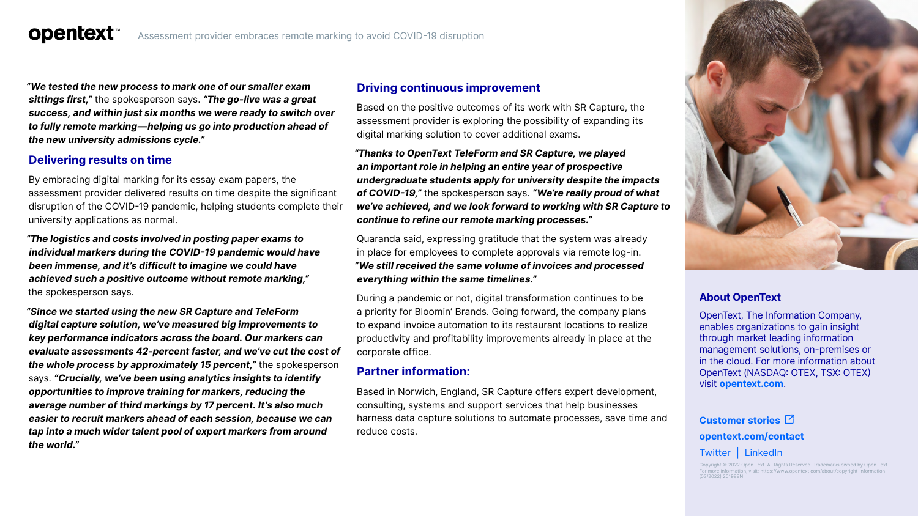***"We tested the new process to mark one of our smaller exam sittings first,"*** the spokesperson says. ***"The go-live was a great success, and within just six months we were ready to switch over to fully remote marking—helping us go into production ahead of the new university admissions cycle."***

## Delivering results on time

By embracing digital marking for its essay exam papers, the assessment provider delivered results on time despite the significant disruption of the COVID-19 pandemic, helping students complete their university applications as normal.

***"The logistics and costs involved in posting paper exams to individual markers during the COVID-19 pandemic would have been immense, and it's difficult to imagine we could have achieved such a positive outcome without remote marking,"*** the spokesperson says.

***"Since we started using the new SR Capture and TeleForm digital capture solution, we've measured big improvements to key performance indicators across the board. Our markers can evaluate assessments 42-percent faster, and we've cut the cost of the whole process by approximately 15 percent,"*** the spokesperson says. ***"Crucially, we've been using analytics insights to identify opportunities to improve training for markers, reducing the average number of third markings by 17 percent. It's also much easier to recruit markers ahead of each session, because we can tap into a much wider talent pool of expert markers from around the world."***

## Driving continuous improvement

Based on the positive outcomes of its work with SR Capture, the assessment provider is exploring the possibility of expanding its digital marking solution to cover additional exams.

***"Thanks to OpenText TeleForm and SR Capture, we played an important role in helping an entire year of prospective undergraduate students apply for university despite the impacts of COVID-19,"*** the spokesperson says. ***"We're really proud of what we've achieved, and we look forward to working with SR Capture to continue to refine our remote marking processes."***

Quaranda said, expressing gratitude that the system was already in place for employees to complete approvals via remote log-in. ***"We still received the same volume of invoices and processed everything within the same timelines."***

During a pandemic or not, digital transformation continues to be a priority for Bloomin' Brands. Going forward, the company plans to expand invoice automation to its restaurant locations to realize productivity and profitability improvements already in place at the corporate office.

## Partner information:

Based in Norwich, England, SR Capture offers expert development, consulting, systems and support services that help businesses harness data capture solutions to automate processes, save time and reduce costs.

### About OpenText

OpenText, The Information Company, enables organizations to gain insight through market leading information management solutions, on-premises or in the cloud. For more information about OpenText (NASDAQ: OTEX, TSX: OTEX) visit **opentext.com**.

**Customer stories**

**opentext.com/contact**

Twitter | LinkedIn

Copyright © 2022 Open Text. All Rights Reserved. Trademarks owned by Open Text. For more information, visit: https://www.opentext.com/about/copyright-information (03/2022) 20198EN